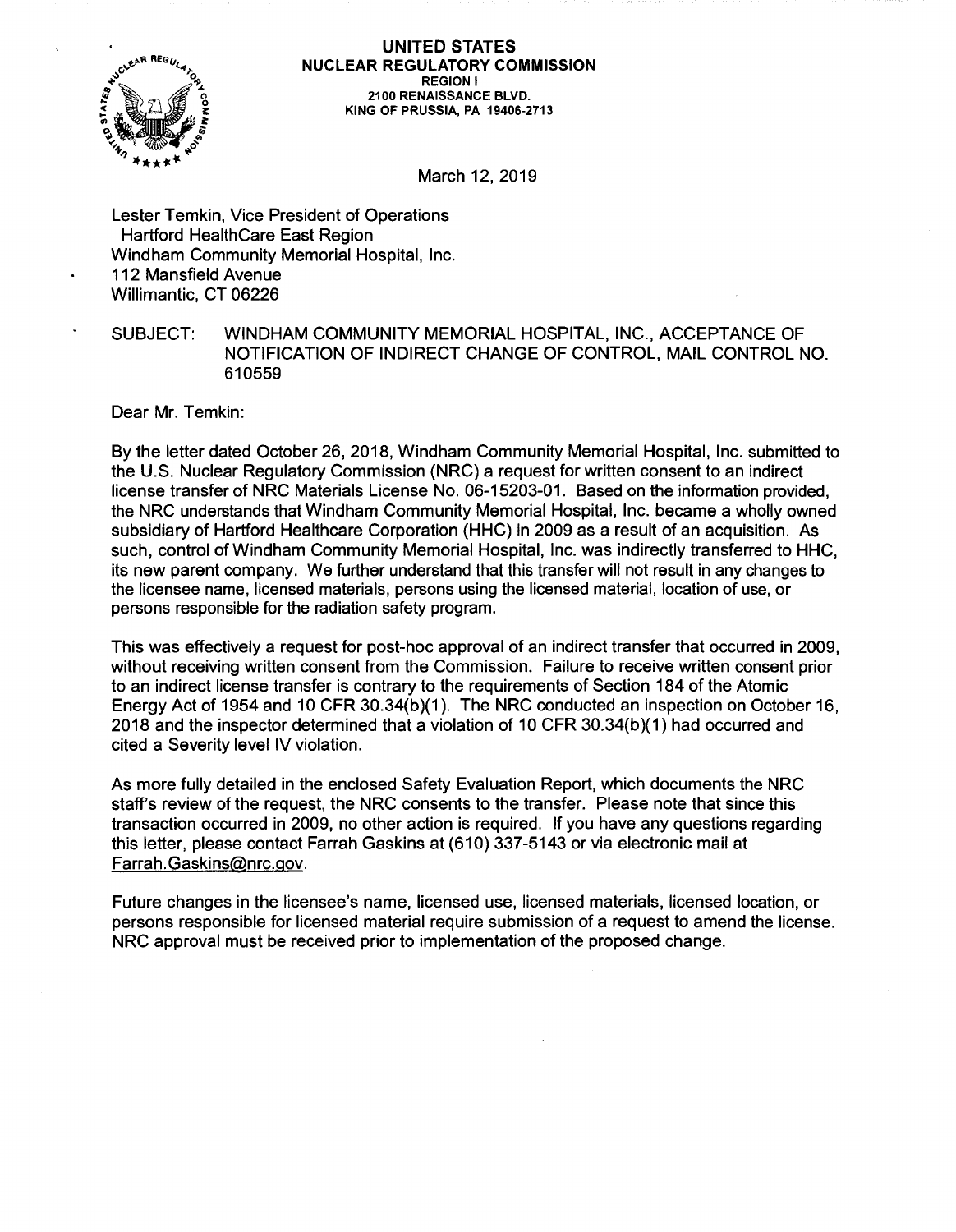**UNITED STATES**
**NUCLEAR REGULATORY COMMISSION**
REGION I
2100 RENAISSANCE BLVD.
KING OF PRUSSIA, PA 19406-2713

March 12, 2019

Lester Temkin, Vice President of Operations
Hartford HealthCare East Region
Windham Community Memorial Hospital, Inc.
112 Mansfield Avenue
Willimantic, CT 06226

SUBJECT: WINDHAM COMMUNITY MEMORIAL HOSPITAL, INC., ACCEPTANCE OF NOTIFICATION OF INDIRECT CHANGE OF CONTROL, MAIL CONTROL NO. 610559

Dear Mr. Temkin:

By the letter dated October 26, 2018, Windham Community Memorial Hospital, Inc. submitted to the U.S. Nuclear Regulatory Commission (NRC) a request for written consent to an indirect license transfer of NRC Materials License No. 06-15203-01. Based on the information provided, the NRC understands that Windham Community Memorial Hospital, Inc. became a wholly owned subsidiary of Hartford Healthcare Corporation (HHC) in 2009 as a result of an acquisition. As such, control of Windham Community Memorial Hospital, Inc. was indirectly transferred to HHC, its new parent company. We further understand that this transfer will not result in any changes to the licensee name, licensed materials, persons using the licensed material, location of use, or persons responsible for the radiation safety program.

This was effectively a request for post-hoc approval of an indirect transfer that occurred in 2009, without receiving written consent from the Commission. Failure to receive written consent prior to an indirect license transfer is contrary to the requirements of Section 184 of the Atomic Energy Act of 1954 and 10 CFR 30.34(b)(1). The NRC conducted an inspection on October 16, 2018 and the inspector determined that a violation of 10 CFR 30.34(b)(1) had occurred and cited a Severity level IV violation.

As more fully detailed in the enclosed Safety Evaluation Report, which documents the NRC staff's review of the request, the NRC consents to the transfer. Please note that since this transaction occurred in 2009, no other action is required. If you have any questions regarding this letter, please contact Farrah Gaskins at (610) 337-5143 or via electronic mail at Farrah.Gaskins@nrc.gov.

Future changes in the licensee's name, licensed use, licensed materials, licensed location, or persons responsible for licensed material require submission of a request to amend the license. NRC approval must be received prior to implementation of the proposed change.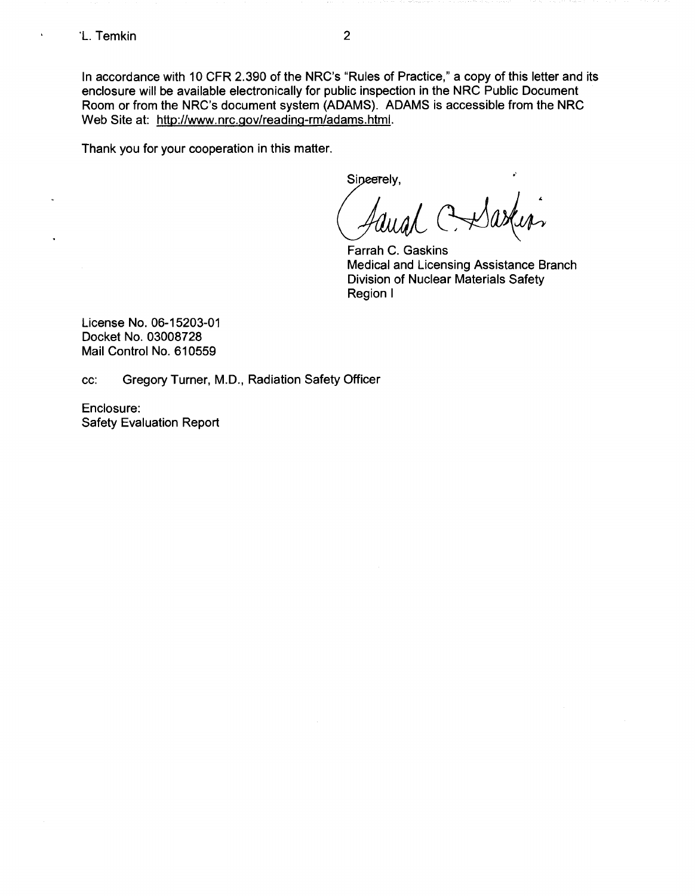In accordance with 10 CFR 2.390 of the NRC's "Rules of Practice," a copy of this letter and its enclosure will be available electronically for public inspection in the NRC Public Document Room or from the NRC's document system (ADAMS). ADAMS is accessible from the NRC Web Site at: http://www.nrc.gov/reading-rm/adams.html.

Thank you for your cooperation in this matter.

Sincerely,

Farrah C. Gaskins
Medical and Licensing Assistance Branch
Division of Nuclear Materials Safety
Region I

License No. 06-15203-01
Docket No. 03008728
Mail Control No. 610559

cc: Gregory Turner, M.D., Radiation Safety Officer

Enclosure:
Safety Evaluation Report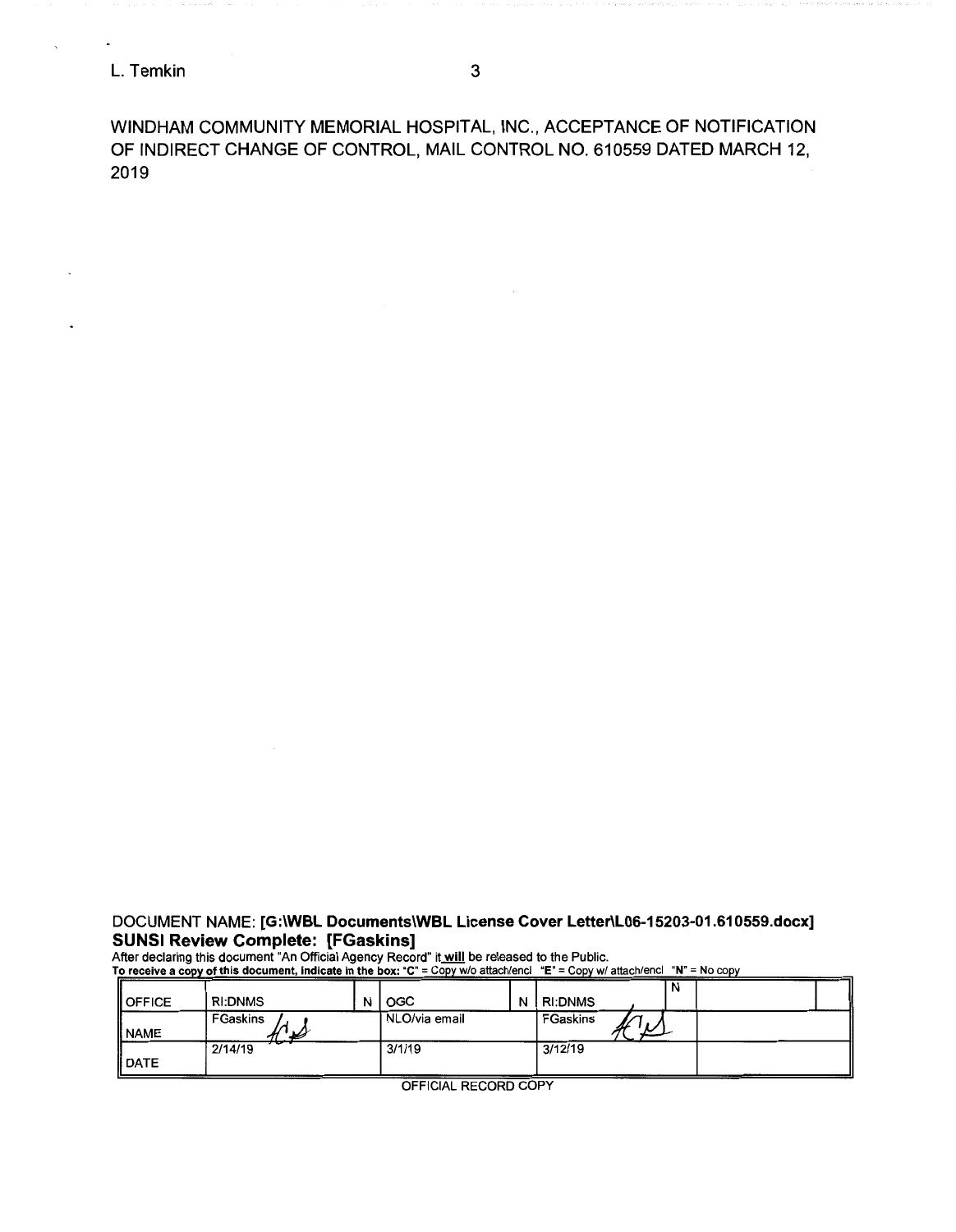WINDHAM COMMUNITY MEMORIAL HOSPITAL, INC., ACCEPTANCE OF NOTIFICATION OF INDIRECT CHANGE OF CONTROL, MAIL CONTROL NO. 610559 DATED MARCH 12, 2019

DOCUMENT NAME: **[G:\WBL Documents\WBL License Cover Letter\L06-15203-01.610559.docx]**
**SUNSI Review Complete: [FGaskins]**

After declaring this document "An Official Agency Record" it **will** be released to the Public.
**To receive a copy of this document, indicate in the box: "C" = Copy w/o attach/encl "E" = Copy w/ attach/encl "N" = No copy**

| OFFICE | RI:DNMS | N | OGC | N | RI:DNMS | N | | |
|---|---|---|---|---|---|---|---|---|
| NAME | FGaskins | | NLO/via email | | FGaskins | | | |
| DATE | 2/14/19 | | 3/1/19 | | 3/12/19 | | | |

OFFICIAL RECORD COPY